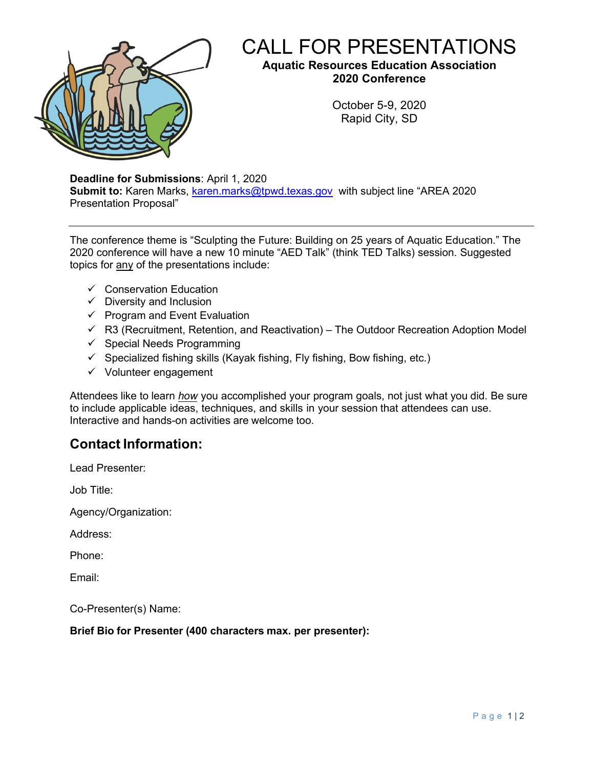# CALL FOR PRESENTATIONS

**Aquatic Resources Education Association**
**2020 Conference**

October 5-9, 2020
Rapid City, SD

**Deadline for Submissions**: April 1, 2020
**Submit to:** Karen Marks, karen.marks@tpwd.texas.gov with subject line "AREA 2020 Presentation Proposal"

---

The conference theme is "Sculpting the Future: Building on 25 years of Aquatic Education." The 2020 conference will have a new 10 minute "AED Talk" (think TED Talks) session. Suggested topics for any of the presentations include:

- ✓ Conservation Education
- ✓ Diversity and Inclusion
- ✓ Program and Event Evaluation
- ✓ R3 (Recruitment, Retention, and Reactivation) – The Outdoor Recreation Adoption Model
- ✓ Special Needs Programming
- ✓ Specialized fishing skills (Kayak fishing, Fly fishing, Bow fishing, etc.)
- ✓ Volunteer engagement

Attendees like to learn *how* you accomplished your program goals, not just what you did. Be sure to include applicable ideas, techniques, and skills in your session that attendees can use. Interactive and hands-on activities are welcome too.

## Contact Information:

Lead Presenter:

Job Title:

Agency/Organization:

Address:

Phone:

Email:

Co-Presenter(s) Name:

**Brief Bio for Presenter (400 characters max. per presenter):**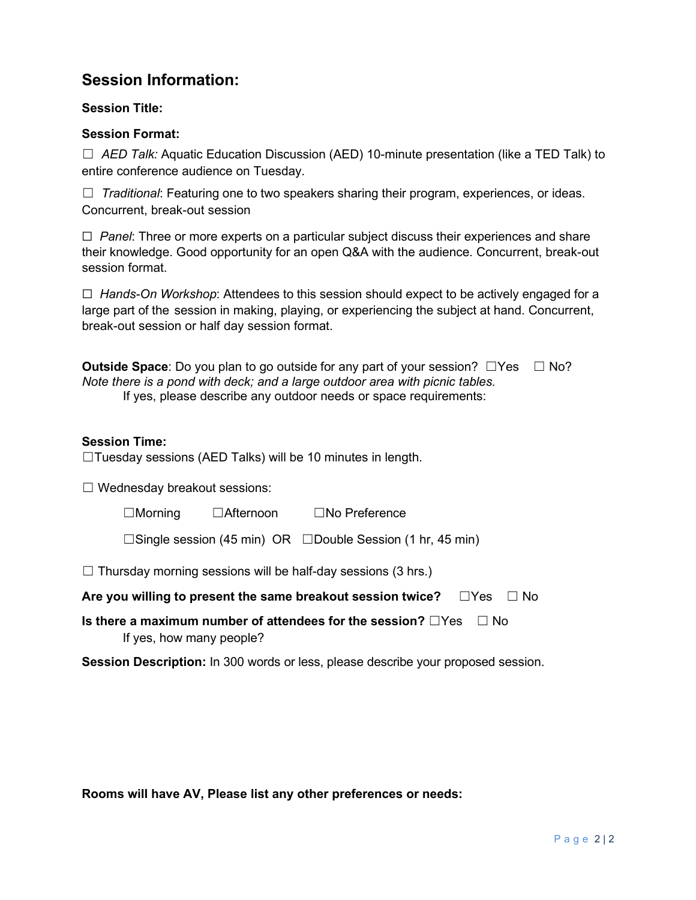## Session Information:

**Session Title:**

**Session Format:**

☐ *AED Talk:* Aquatic Education Discussion (AED) 10-minute presentation (like a TED Talk) to entire conference audience on Tuesday.

☐ *Traditional*: Featuring one to two speakers sharing their program, experiences, or ideas. Concurrent, break-out session

☐ *Panel*: Three or more experts on a particular subject discuss their experiences and share their knowledge. Good opportunity for an open Q&A with the audience. Concurrent, break-out session format.

☐ *Hands-On Workshop*: Attendees to this session should expect to be actively engaged for a large part of the session in making, playing, or experiencing the subject at hand. Concurrent, break-out session or half day session format.

**Outside Space**: Do you plan to go outside for any part of your session? ☐Yes ☐ No?
*Note there is a pond with deck; and a large outdoor area with picnic tables.*
If yes, please describe any outdoor needs or space requirements:

**Session Time:**
☐Tuesday sessions (AED Talks) will be 10 minutes in length.

☐ Wednesday breakout sessions:

☐Morning ☐Afternoon ☐No Preference

☐Single session (45 min) OR ☐Double Session (1 hr, 45 min)

☐ Thursday morning sessions will be half-day sessions (3 hrs.)

**Are you willing to present the same breakout session twice?** ☐Yes ☐ No

**Is there a maximum number of attendees for the session?** ☐Yes ☐ No
If yes, how many people?

**Session Description:** In 300 words or less, please describe your proposed session.

**Rooms will have AV, Please list any other preferences or needs:**